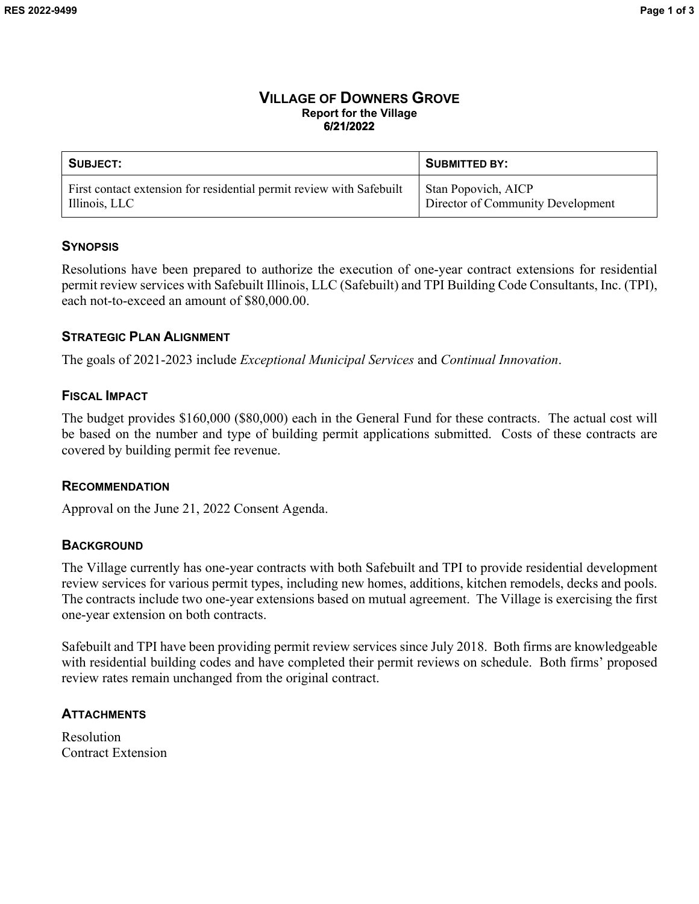# VILLAGE OF DOWNERS GROVE

**Report for the Village**
**6/21/2022**

| SUBJECT: | SUBMITTED BY: |
| --- | --- |
| First contact extension for residential permit review with Safebuilt Illinois, LLC | Stan Popovich, AICP<br>Director of Community Development |

## SYNOPSIS

Resolutions have been prepared to authorize the execution of one-year contract extensions for residential permit review services with Safebuilt Illinois, LLC (Safebuilt) and TPI Building Code Consultants, Inc. (TPI), each not-to-exceed an amount of $80,000.00.

## STRATEGIC PLAN ALIGNMENT

The goals of 2021-2023 include *Exceptional Municipal Services* and *Continual Innovation*.

## FISCAL IMPACT

The budget provides $160,000 ($80,000) each in the General Fund for these contracts. The actual cost will be based on the number and type of building permit applications submitted. Costs of these contracts are covered by building permit fee revenue.

## RECOMMENDATION

Approval on the June 21, 2022 Consent Agenda.

## BACKGROUND

The Village currently has one-year contracts with both Safebuilt and TPI to provide residential development review services for various permit types, including new homes, additions, kitchen remodels, decks and pools. The contracts include two one-year extensions based on mutual agreement. The Village is exercising the first one-year extension on both contracts.

Safebuilt and TPI have been providing permit review services since July 2018. Both firms are knowledgeable with residential building codes and have completed their permit reviews on schedule. Both firms' proposed review rates remain unchanged from the original contract.

## ATTACHMENTS

Resolution
Contract Extension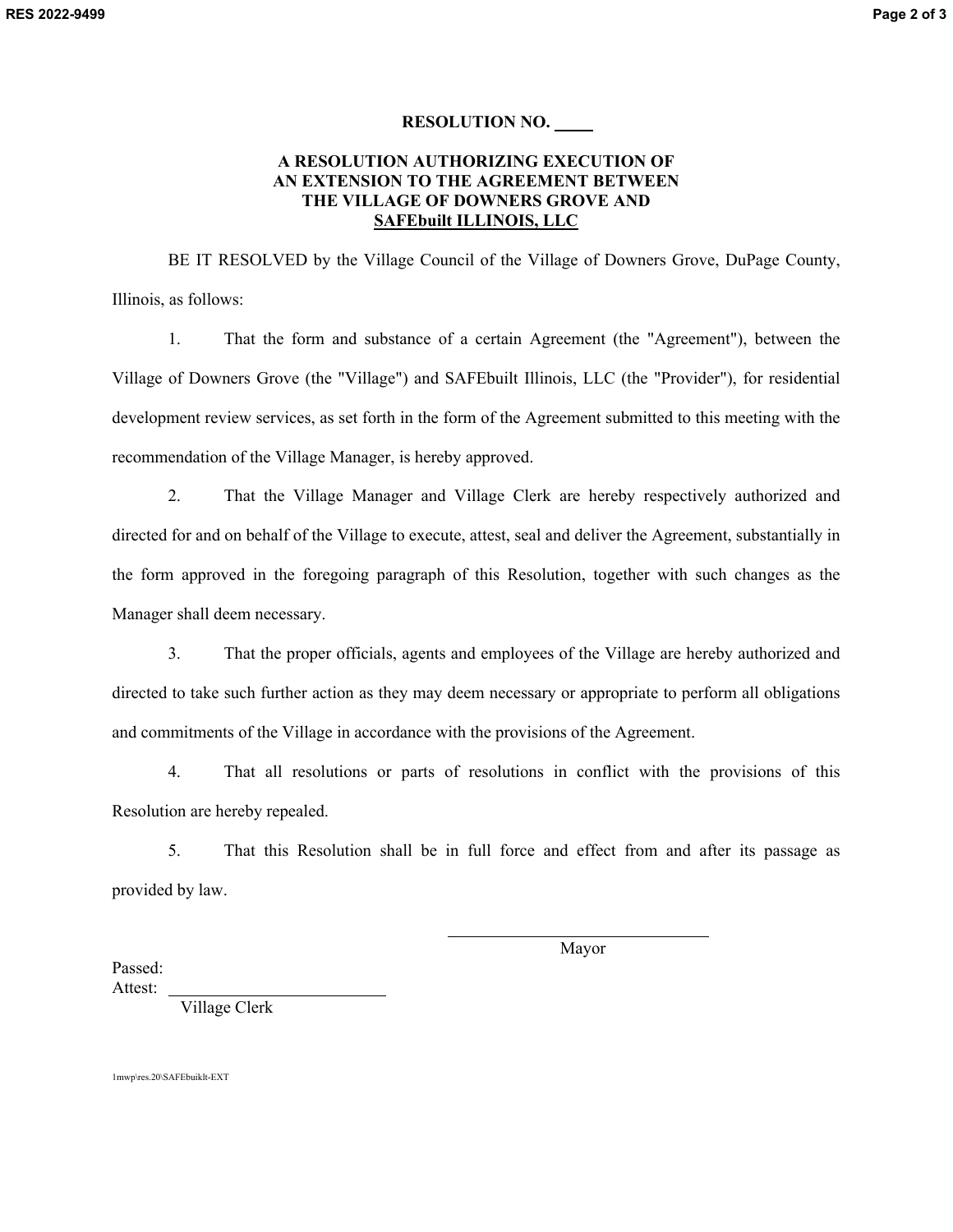**RESOLUTION NO. ____**

**A RESOLUTION AUTHORIZING EXECUTION OF AN EXTENSION TO THE AGREEMENT BETWEEN THE VILLAGE OF DOWNERS GROVE AND SAFEbuilt ILLINOIS, LLC**

BE IT RESOLVED by the Village Council of the Village of Downers Grove, DuPage County, Illinois, as follows:

1. That the form and substance of a certain Agreement (the "Agreement"), between the Village of Downers Grove (the "Village") and SAFEbuilt Illinois, LLC (the "Provider"), for residential development review services, as set forth in the form of the Agreement submitted to this meeting with the recommendation of the Village Manager, is hereby approved.

2. That the Village Manager and Village Clerk are hereby respectively authorized and directed for and on behalf of the Village to execute, attest, seal and deliver the Agreement, substantially in the form approved in the foregoing paragraph of this Resolution, together with such changes as the Manager shall deem necessary.

3. That the proper officials, agents and employees of the Village are hereby authorized and directed to take such further action as they may deem necessary or appropriate to perform all obligations and commitments of the Village in accordance with the provisions of the Agreement.

4. That all resolutions or parts of resolutions in conflict with the provisions of this Resolution are hereby repealed.

5. That this Resolution shall be in full force and effect from and after its passage as provided by law.

______________________________
Mayor

Passed:
Attest: ______________________________
Village Clerk

1mwp\res.20\SAFEbuiklt-EXT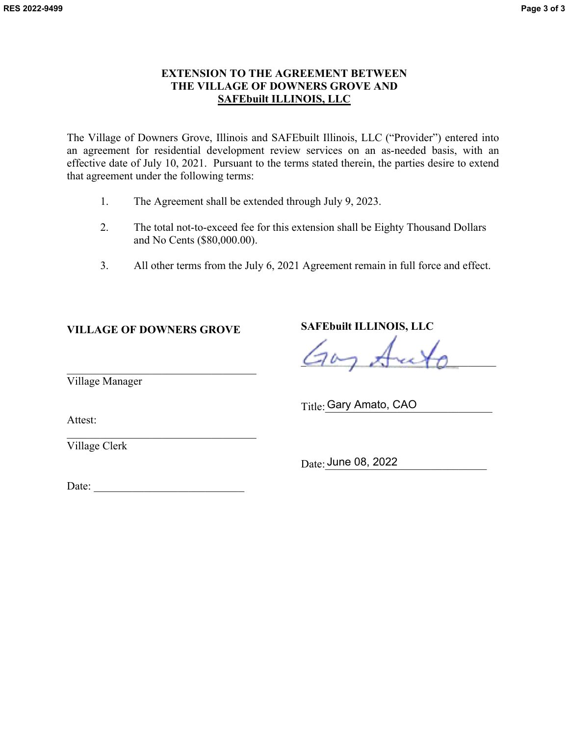# EXTENSION TO THE AGREEMENT BETWEEN THE VILLAGE OF DOWNERS GROVE AND SAFEbuilt ILLINOIS, LLC

The Village of Downers Grove, Illinois and SAFEbuilt Illinois, LLC ("Provider") entered into an agreement for residential development review services on an as-needed basis, with an effective date of July 10, 2021. Pursuant to the terms stated therein, the parties desire to extend that agreement under the following terms:

1. The Agreement shall be extended through July 9, 2023.

2. The total not-to-exceed fee for this extension shall be Eighty Thousand Dollars and No Cents ($80,000.00).

3. All other terms from the July 6, 2021 Agreement remain in full force and effect.

**VILLAGE OF DOWNERS GROVE**

___________________________________
Village Manager

Attest:
___________________________________
Village Clerk

Date: ___________________________

**SAFEbuilt ILLINOIS, LLC**

Gary Amato
___________________________________

Title: Gary Amato, CAO

Date: June 08, 2022